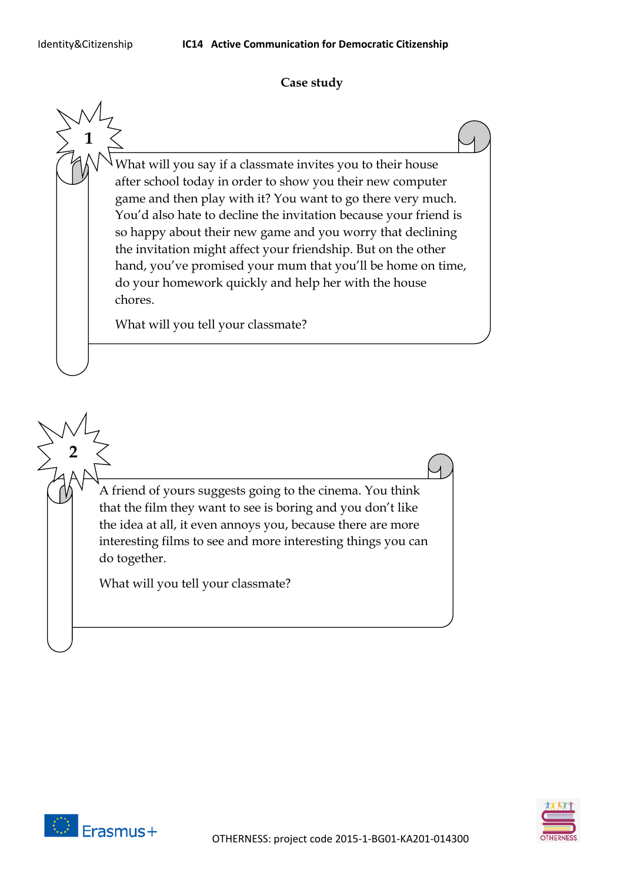## Case study

### 1

What will you say if a classmate invites you to their house after school today in order to show you their new computer game and then play with it? You want to go there very much. You'd also hate to decline the invitation because your friend is so happy about their new game and you worry that declining the invitation might affect your friendship. But on the other hand, you've promised your mum that you'll be home on time, do your homework quickly and help her with the house chores.

What will you tell your classmate?

### 2

A friend of yours suggests going to the cinema. You think that the film they want to see is boring and you don't like the idea at all, it even annoys you, because there are more interesting films to see and more interesting things you can do together.

What will you tell your classmate?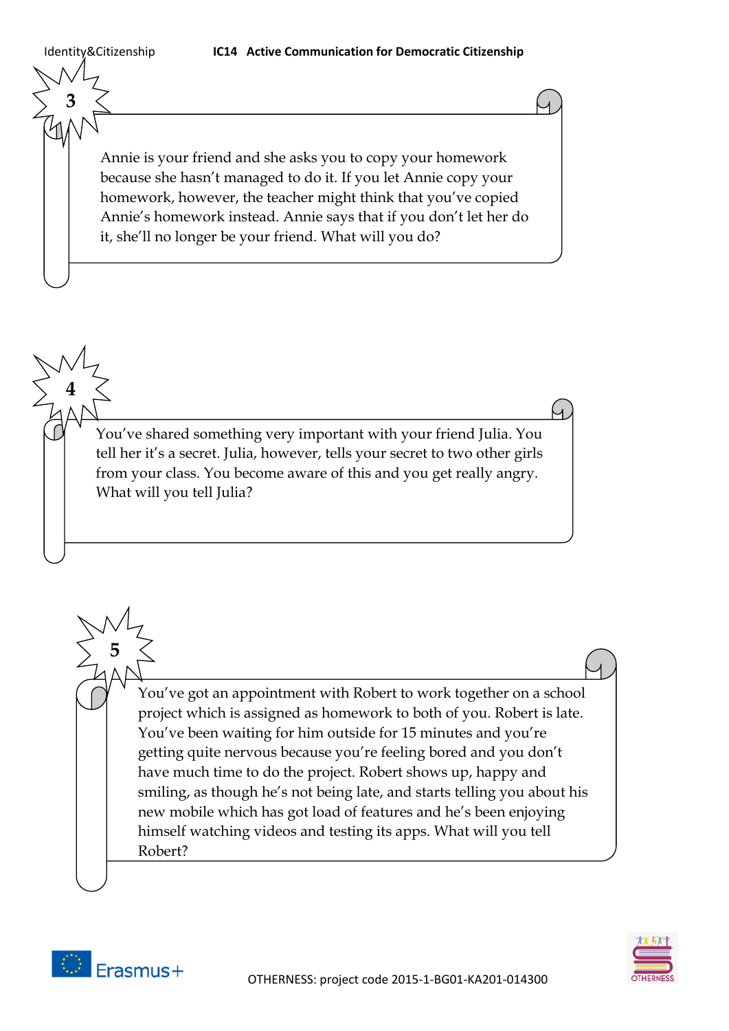**3**

Annie is your friend and she asks you to copy your homework because she hasn't managed to do it. If you let Annie copy your homework, however, the teacher might think that you've copied Annie's homework instead. Annie says that if you don't let her do it, she'll no longer be your friend. What will you do?

**4**

You've shared something very important with your friend Julia. You tell her it's a secret. Julia, however, tells your secret to two other girls from your class. You become aware of this and you get really angry. What will you tell Julia?

**5**

You've got an appointment with Robert to work together on a school project which is assigned as homework to both of you. Robert is late. You've been waiting for him outside for 15 minutes and you're getting quite nervous because you're feeling bored and you don't have much time to do the project. Robert shows up, happy and smiling, as though he's not being late, and starts telling you about his new mobile which has got load of features and he's been enjoying himself watching videos and testing its apps. What will you tell Robert?

OTHERNESS: project code 2015-1-BG01-KA201-014300